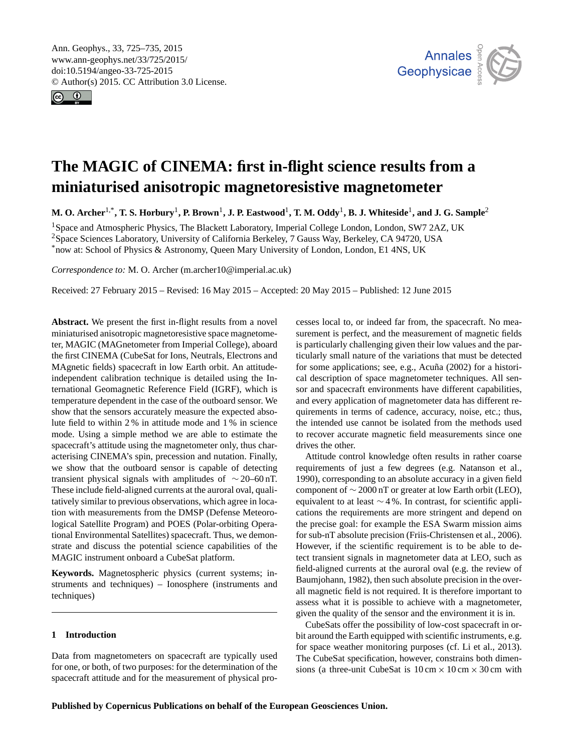# The MAGIC of CINEMA: first in-flight science results from a miniaturised anisotropic magnetoresistive magnetometer

**M. O. Archer**[1,*], **T. S. Horbury**[1], **P. Brown**[1], **J. P. Eastwood**[1], **T. M. Oddy**[1], **B. J. Whiteside**[1], **and J. G. Sample**[2]

[1]Space and Atmospheric Physics, The Blackett Laboratory, Imperial College London, London, SW7 2AZ, UK
[2]Space Sciences Laboratory, University of California Berkeley, 7 Gauss Way, Berkeley, CA 94720, USA
[*]now at: School of Physics & Astronomy, Queen Mary University of London, London, E1 4NS, UK

*Correspondence to:* M. O. Archer (m.archer10@imperial.ac.uk)

Received: 27 February 2015 – Revised: 16 May 2015 – Accepted: 20 May 2015 – Published: 12 June 2015

**Abstract.** We present the first in-flight results from a novel miniaturised anisotropic magnetoresistive space magnetometer, MAGIC (MAGnetometer from Imperial College), aboard the first CINEMA (CubeSat for Ions, Neutrals, Electrons and MAgnetic fields) spacecraft in low Earth orbit. An attitude-independent calibration technique is detailed using the International Geomagnetic Reference Field (IGRF), which is temperature dependent in the case of the outboard sensor. We show that the sensors accurately measure the expected absolute field to within 2 % in attitude mode and 1 % in science mode. Using a simple method we are able to estimate the spacecraft's attitude using the magnetometer only, thus characterising CINEMA's spin, precession and nutation. Finally, we show that the outboard sensor is capable of detecting transient physical signals with amplitudes of $\sim$20–60 nT. These include field-aligned currents at the auroral oval, qualitatively similar to previous observations, which agree in location with measurements from the DMSP (Defense Meteorological Satellite Program) and POES (Polar-orbiting Operational Environmental Satellites) spacecraft. Thus, we demonstrate and discuss the potential science capabilities of the MAGIC instrument onboard a CubeSat platform.

**Keywords.** Magnetospheric physics (current systems; instruments and techniques) – Ionosphere (instruments and techniques)

## 1 Introduction

Data from magnetometers on spacecraft are typically used for one, or both, of two purposes: for the determination of the spacecraft attitude and for the measurement of physical processes local to, or indeed far from, the spacecraft. No measurement is perfect, and the measurement of magnetic fields is particularly challenging given their low values and the particularly small nature of the variations that must be detected for some applications; see, e.g., Acuña (2002) for a historical description of space magnetometer techniques. All sensor and spacecraft environments have different capabilities, and every application of magnetometer data has different requirements in terms of cadence, accuracy, noise, etc.; thus, the intended use cannot be isolated from the methods used to recover accurate magnetic field measurements since one drives the other.

Attitude control knowledge often results in rather coarse requirements of just a few degrees (e.g. Natanson et al., 1990), corresponding to an absolute accuracy in a given field component of $\sim$2000 nT or greater at low Earth orbit (LEO), equivalent to at least $\sim$4 %. In contrast, for scientific applications the requirements are more stringent and depend on the precise goal: for example the ESA Swarm mission aims for sub-nT absolute precision (Friis-Christensen et al., 2006). However, if the scientific requirement is to be able to detect transient signals in magnetometer data at LEO, such as field-aligned currents at the auroral oval (e.g. the review of Baumjohann, 1982), then such absolute precision in the overall magnetic field is not required. It is therefore important to assess what it is possible to achieve with a magnetometer, given the quality of the sensor and the environment it is in.

CubeSats offer the possibility of low-cost spacecraft in orbit around the Earth equipped with scientific instruments, e.g. for space weather monitoring purposes (cf. Li et al., 2013). The CubeSat specification, however, constrains both dimensions (a three-unit CubeSat is 10 cm × 10 cm × 30 cm with

**Published by Copernicus Publications on behalf of the European Geosciences Union.**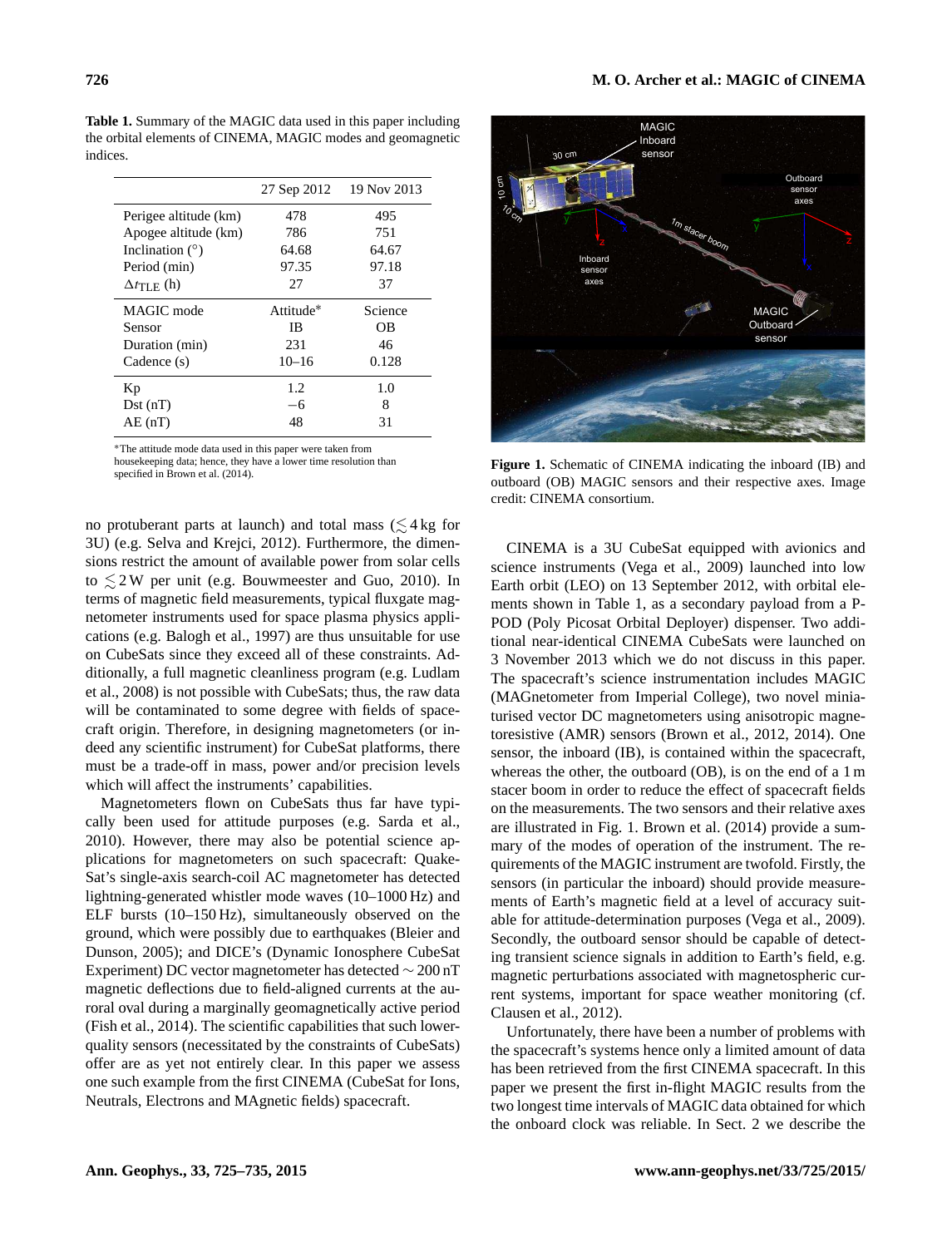**Table 1.** Summary of the MAGIC data used in this paper including the orbital elements of CINEMA, MAGIC modes and geomagnetic indices.

| | 27 Sep 2012 | 19 Nov 2013 |
|---|---|---|
| Perigee altitude (km) | 478 | 495 |
| Apogee altitude (km) | 786 | 751 |
| Inclination (°) | 64.68 | 64.67 |
| Period (min) | 97.35 | 97.18 |
| $\Delta t_{\mathrm{TLE}}$ (h) | 27 | 37 |
| MAGIC mode | Attitude* | Science |
| Sensor | IB | OB |
| Duration (min) | 231 | 46 |
| Cadence (s) | 10–16 | 0.128 |
| Kp | 1.2 | 1.0 |
| Dst (nT) | −6 | 8 |
| AE (nT) | 48 | 31 |

*The attitude mode data used in this paper were taken from housekeeping data; hence, they have a lower time resolution than specified in Brown et al. (2014).

no protuberant parts at launch) and total mass ($\lesssim 4$ kg for 3U) (e.g. Selva and Krejci, 2012). Furthermore, the dimensions restrict the amount of available power from solar cells to $\lesssim 2$ W per unit (e.g. Bouwmeester and Guo, 2010). In terms of magnetic field measurements, typical fluxgate magnetometer instruments used for space plasma physics applications (e.g. Balogh et al., 1997) are thus unsuitable for use on CubeSats since they exceed all of these constraints. Additionally, a full magnetic cleanliness program (e.g. Ludlam et al., 2008) is not possible with CubeSats; thus, the raw data will be contaminated to some degree with fields of spacecraft origin. Therefore, in designing magnetometers (or indeed any scientific instrument) for CubeSat platforms, there must be a trade-off in mass, power and/or precision levels which will affect the instruments' capabilities.

Magnetometers flown on CubeSats thus far have typically been used for attitude purposes (e.g. Sarda et al., 2010). However, there may also be potential science applications for magnetometers on such spacecraft: QuakeSat's single-axis search-coil AC magnetometer has detected lightning-generated whistler mode waves (10–1000 Hz) and ELF bursts (10–150 Hz), simultaneously observed on the ground, which were possibly due to earthquakes (Bleier and Dunson, 2005); and DICE's (Dynamic Ionosphere CubeSat Experiment) DC vector magnetometer has detected $\sim 200$ nT magnetic deflections due to field-aligned currents at the auroral oval during a marginally geomagnetically active period (Fish et al., 2014). The scientific capabilities that such lower-quality sensors (necessitated by the constraints of CubeSats) offer are as yet not entirely clear. In this paper we assess one such example from the first CINEMA (CubeSat for Ions, Neutrals, Electrons and MAgnetic fields) spacecraft.

**Figure 1.** Schematic of CINEMA indicating the inboard (IB) and outboard (OB) MAGIC sensors and their respective axes. Image credit: CINEMA consortium.

CINEMA is a 3U CubeSat equipped with avionics and science instruments (Vega et al., 2009) launched into low Earth orbit (LEO) on 13 September 2012, with orbital elements shown in Table 1, as a secondary payload from a P-POD (Poly Picosat Orbital Deployer) dispenser. Two additional near-identical CINEMA CubeSats were launched on 3 November 2013 which we do not discuss in this paper. The spacecraft's science instrumentation includes MAGIC (MAGnetometer from Imperial College), two novel miniaturised vector DC magnetometers using anisotropic magnetoresistive (AMR) sensors (Brown et al., 2012, 2014). One sensor, the inboard (IB), is contained within the spacecraft, whereas the other, the outboard (OB), is on the end of a 1 m stacer boom in order to reduce the effect of spacecraft fields on the measurements. The two sensors and their relative axes are illustrated in Fig. 1. Brown et al. (2014) provide a summary of the modes of operation of the instrument. The requirements of the MAGIC instrument are twofold. Firstly, the sensors (in particular the inboard) should provide measurements of Earth's magnetic field at a level of accuracy suitable for attitude-determination purposes (Vega et al., 2009). Secondly, the outboard sensor should be capable of detecting transient science signals in addition to Earth's field, e.g. magnetic perturbations associated with magnetospheric current systems, important for space weather monitoring (cf. Clausen et al., 2012).

Unfortunately, there have been a number of problems with the spacecraft's systems hence only a limited amount of data has been retrieved from the first CINEMA spacecraft. In this paper we present the first in-flight MAGIC results from the two longest time intervals of MAGIC data obtained for which the onboard clock was reliable. In Sect. 2 we describe the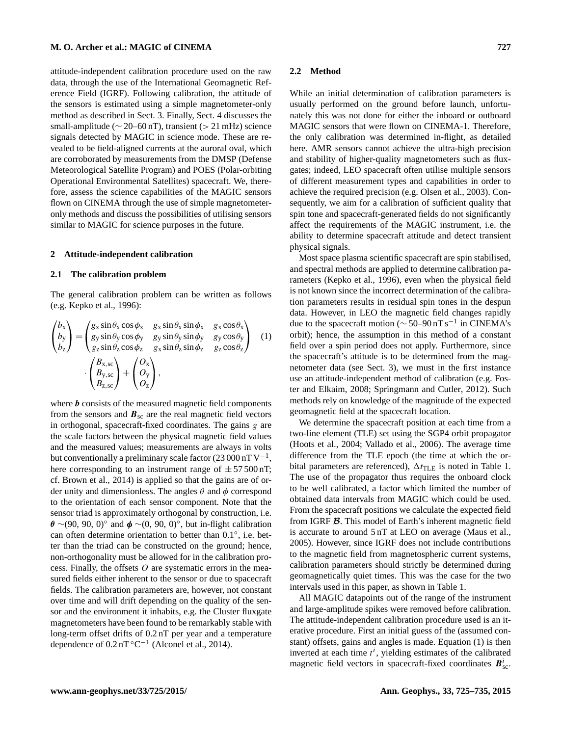attitude-independent calibration procedure used on the raw data, through the use of the International Geomagnetic Reference Field (IGRF). Following calibration, the attitude of the sensors is estimated using a simple magnetometer-only method as described in Sect. 3. Finally, Sect. 4 discusses the small-amplitude ($\sim 20$–$60\,\mathrm{nT}$), transient ($> 21\,\mathrm{mHz}$) science signals detected by MAGIC in science mode. These are revealed to be field-aligned currents at the auroral oval, which are corroborated by measurements from the DMSP (Defense Meteorological Satellite Program) and POES (Polar-orbiting Operational Environmental Satellites) spacecraft. We, therefore, assess the science capabilities of the MAGIC sensors flown on CINEMA through the use of simple magnetometer-only methods and discuss the possibilities of utilising sensors similar to MAGIC for science purposes in the future.

## 2 Attitude-independent calibration

### 2.1 The calibration problem

The general calibration problem can be written as follows (e.g. Kepko et al., 1996):

$$\begin{pmatrix} b_\mathrm{x} \\ b_\mathrm{y} \\ b_\mathrm{z} \end{pmatrix} = \begin{pmatrix} g_\mathrm{x}\sin\theta_\mathrm{x}\cos\phi_\mathrm{x} & g_\mathrm{x}\sin\theta_\mathrm{x}\sin\phi_\mathrm{x} & g_\mathrm{x}\cos\theta_\mathrm{x} \\ g_\mathrm{y}\sin\theta_\mathrm{y}\cos\phi_\mathrm{y} & g_\mathrm{y}\sin\theta_\mathrm{y}\sin\phi_\mathrm{y} & g_\mathrm{y}\cos\theta_\mathrm{y} \\ g_\mathrm{z}\sin\theta_\mathrm{z}\cos\phi_\mathrm{z} & g_\mathrm{x}\sin\theta_\mathrm{z}\sin\phi_\mathrm{z} & g_\mathrm{z}\cos\theta_\mathrm{z} \end{pmatrix} \cdot \begin{pmatrix} B_\mathrm{x,sc} \\ B_\mathrm{y,sc} \\ B_\mathrm{z,sc} \end{pmatrix} + \begin{pmatrix} O_\mathrm{x} \\ O_\mathrm{y} \\ O_\mathrm{z} \end{pmatrix}, \quad (1)$$

where $\boldsymbol{b}$ consists of the measured magnetic field components from the sensors and $\boldsymbol{B}_\mathrm{sc}$ are the real magnetic field vectors in orthogonal, spacecraft-fixed coordinates. The gains $g$ are the scale factors between the physical magnetic field values and the measured values; measurements are always in volts but conventionally a preliminary scale factor ($23\,000\,\mathrm{nT\,V^{-1}}$, here corresponding to an instrument range of $\pm 57\,500\,\mathrm{nT}$; cf. Brown et al., 2014) is applied so that the gains are of order unity and dimensionless. The angles $\theta$ and $\phi$ correspond to the orientation of each sensor component. Note that the sensor triad is approximately orthogonal by construction, i.e. $\boldsymbol{\theta} \sim (90, 90, 0)^\circ$ and $\boldsymbol{\phi} \sim (0, 90, 0)^\circ$, but in-flight calibration can often determine orientation to better than $0.1^\circ$, i.e. better than the triad can be constructed on the ground; hence, non-orthogonality must be allowed for in the calibration process. Finally, the offsets $O$ are systematic errors in the measured fields either inherent to the sensor or due to spacecraft fields. The calibration parameters are, however, not constant over time and will drift depending on the quality of the sensor and the environment it inhabits, e.g. the Cluster fluxgate magnetometers have been found to be remarkably stable with long-term offset drifts of $0.2\,\mathrm{nT}$ per year and a temperature dependence of $0.2\,\mathrm{nT\,^\circ C^{-1}}$ (Alconel et al., 2014).

### 2.2 Method

While an initial determination of calibration parameters is usually performed on the ground before launch, unfortunately this was not done for either the inboard or outboard MAGIC sensors that were flown on CINEMA-1. Therefore, the only calibration was determined in-flight, as detailed here. AMR sensors cannot achieve the ultra-high precision and stability of higher-quality magnetometers such as fluxgates; indeed, LEO spacecraft often utilise multiple sensors of different measurement types and capabilities in order to achieve the required precision (e.g. Olsen et al., 2003). Consequently, we aim for a calibration of sufficient quality that spin tone and spacecraft-generated fields do not significantly affect the requirements of the MAGIC instrument, i.e. the ability to determine spacecraft attitude and detect transient physical signals.

Most space plasma scientific spacecraft are spin stabilised, and spectral methods are applied to determine calibration parameters (Kepko et al., 1996), even when the physical field is not known since the incorrect determination of the calibration parameters results in residual spin tones in the despun data. However, in LEO the magnetic field changes rapidly due to the spacecraft motion ($\sim 50$–$90\,\mathrm{nT\,s^{-1}}$ in CINEMA's orbit); hence, the assumption in this method of a constant field over a spin period does not apply. Furthermore, since the spacecraft's attitude is to be determined from the magnetometer data (see Sect. 3), we must in the first instance use an attitude-independent method of calibration (e.g. Foster and Elkaim, 2008; Springmann and Cutler, 2012). Such methods rely on knowledge of the magnitude of the expected geomagnetic field at the spacecraft location.

We determine the spacecraft position at each time from a two-line element (TLE) set using the SGP4 orbit propagator (Hoots et al., 2004; Vallado et al., 2006). The average time difference from the TLE epoch (the time at which the orbital parameters are referenced), $\Delta t_\mathrm{TLE}$ is noted in Table 1. The use of the propagator thus requires the onboard clock to be well calibrated, a factor which limited the number of obtained data intervals from MAGIC which could be used. From the spacecraft positions we calculate the expected field from IGRF $\boldsymbol{\mathcal{B}}$. This model of Earth's inherent magnetic field is accurate to around $5\,\mathrm{nT}$ at LEO on average (Maus et al., 2005). However, since IGRF does not include contributions to the magnetic field from magnetospheric current systems, calibration parameters should strictly be determined during geomagnetically quiet times. This was the case for the two intervals used in this paper, as shown in Table 1.

All MAGIC datapoints out of the range of the instrument and large-amplitude spikes were removed before calibration. The attitude-independent calibration procedure used is an iterative procedure. First an initial guess of the (assumed constant) offsets, gains and angles is made. Equation (1) is then inverted at each time $t^i$, yielding estimates of the calibrated magnetic field vectors in spacecraft-fixed coordinates $\boldsymbol{B}^i_\mathrm{sc}$.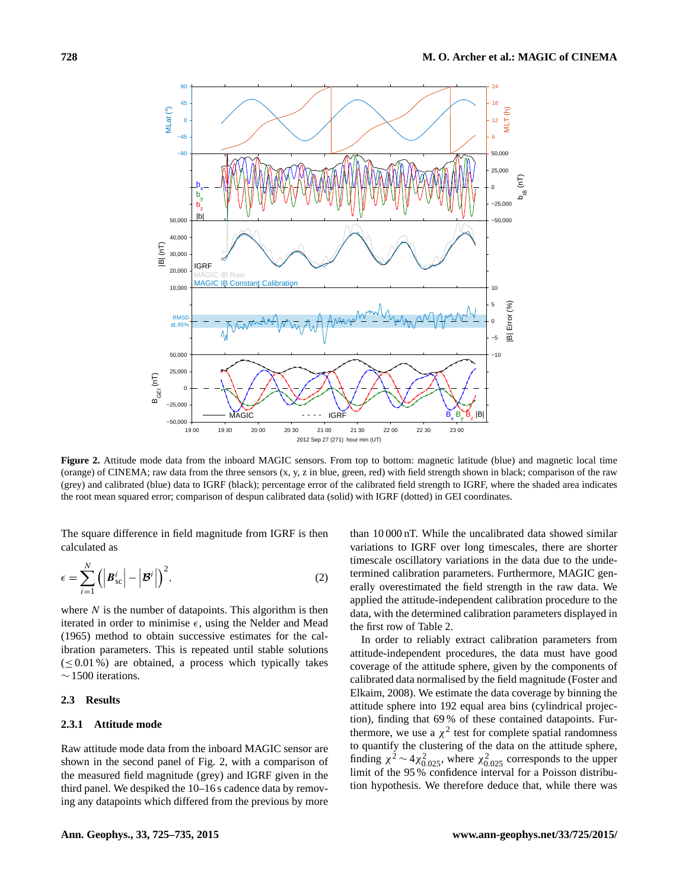**Figure 2.** Attitude mode data from the inboard MAGIC sensors. From top to bottom: magnetic latitude (blue) and magnetic local time (orange) of CINEMA; raw data from the three sensors (x, y, z in blue, green, red) with field strength shown in black; comparison of the raw (grey) and calibrated (blue) data to IGRF (black); percentage error of the calibrated field strength to IGRF, where the shaded area indicates the root mean squared error; comparison of despun calibrated data (solid) with IGRF (dotted) in GEI coordinates.

The square difference in field magnitude from IGRF is then calculated as

$$\epsilon = \sum_{i=1}^{N} \left( \left| \boldsymbol{B}_{\mathrm{sc}}^{i} \right| - \left| \boldsymbol{\mathcal{B}}^{i} \right| \right)^{2}, \tag{2}$$

where $N$ is the number of datapoints. This algorithm is then iterated in order to minimise $\epsilon$, using the Nelder and Mead (1965) method to obtain successive estimates for the calibration parameters. This is repeated until stable solutions ($\leq 0.01\,\%$) are obtained, a process which typically takes $\sim 1500$ iterations.

### 2.3 Results

#### 2.3.1 Attitude mode

Raw attitude mode data from the inboard MAGIC sensor are shown in the second panel of Fig. 2, with a comparison of the measured field magnitude (grey) and IGRF given in the third panel. We despiked the 10–16 s cadence data by removing any datapoints which differed from the previous by more than 10 000 nT. While the uncalibrated data showed similar variations to IGRF over long timescales, there are shorter timescale oscillatory variations in the data due to the undetermined calibration parameters. Furthermore, MAGIC generally overestimated the field strength in the raw data. We applied the attitude-independent calibration procedure to the data, with the determined calibration parameters displayed in the first row of Table 2.

In order to reliably extract calibration parameters from attitude-independent procedures, the data must have good coverage of the attitude sphere, given by the components of calibrated data normalised by the field magnitude (Foster and Elkaim, 2008). We estimate the data coverage by binning the attitude sphere into 192 equal area bins (cylindrical projection), finding that 69 % of these contained datapoints. Furthermore, we use a $\chi^2$ test for complete spatial randomness to quantify the clustering of the data on the attitude sphere, finding $\chi^2 \sim 4\chi^2_{0.025}$, where $\chi^2_{0.025}$ corresponds to the upper limit of the 95 % confidence interval for a Poisson distribution hypothesis. We therefore deduce that, while there was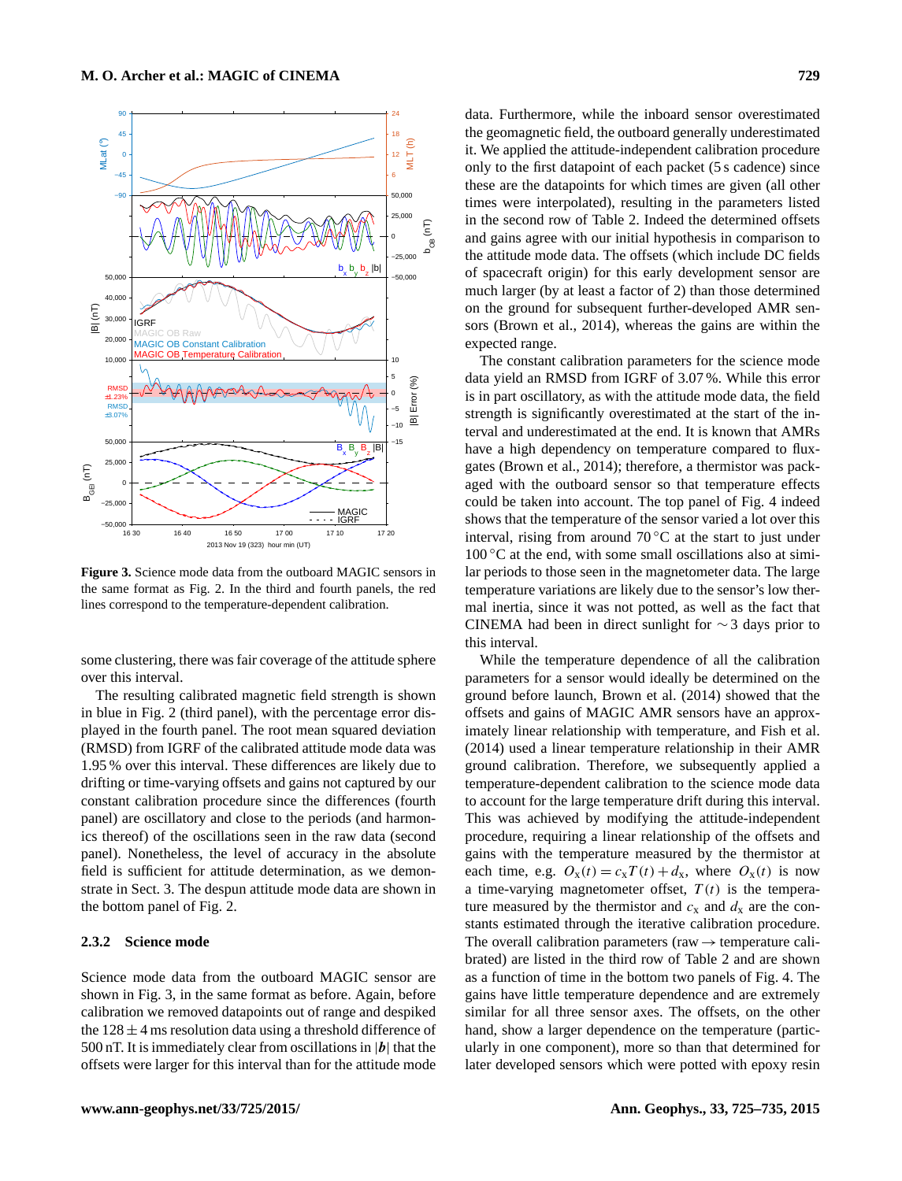**Figure 3.** Science mode data from the outboard MAGIC sensors in the same format as Fig. 2. In the third and fourth panels, the red lines correspond to the temperature-dependent calibration.

some clustering, there was fair coverage of the attitude sphere over this interval.

The resulting calibrated magnetic field strength is shown in blue in Fig. 2 (third panel), with the percentage error displayed in the fourth panel. The root mean squared deviation (RMSD) from IGRF of the calibrated attitude mode data was 1.95 % over this interval. These differences are likely due to drifting or time-varying offsets and gains not captured by our constant calibration procedure since the differences (fourth panel) are oscillatory and close to the periods (and harmonics thereof) of the oscillations seen in the raw data (second panel). Nonetheless, the level of accuracy in the absolute field is sufficient for attitude determination, as we demonstrate in Sect. 3. The despun attitude mode data are shown in the bottom panel of Fig. 2.

### 2.3.2 Science mode

Science mode data from the outboard MAGIC sensor are shown in Fig. 3, in the same format as before. Again, before calibration we removed datapoints out of range and despiked the $128 \pm 4$ ms resolution data using a threshold difference of 500 nT. It is immediately clear from oscillations in $|\boldsymbol{b}|$ that the offsets were larger for this interval than for the attitude mode data. Furthermore, while the inboard sensor overestimated the geomagnetic field, the outboard generally underestimated it. We applied the attitude-independent calibration procedure only to the first datapoint of each packet (5 s cadence) since these are the datapoints for which times are given (all other times were interpolated), resulting in the parameters listed in the second row of Table 2. Indeed the determined offsets and gains agree with our initial hypothesis in comparison to the attitude mode data. The offsets (which include DC fields of spacecraft origin) for this early development sensor are much larger (by at least a factor of 2) than those determined on the ground for subsequent further-developed AMR sensors (Brown et al., 2014), whereas the gains are within the expected range.

The constant calibration parameters for the science mode data yield an RMSD from IGRF of 3.07 %. While this error is in part oscillatory, as with the attitude mode data, the field strength is significantly overestimated at the start of the interval and underestimated at the end. It is known that AMRs have a high dependency on temperature compared to fluxgates (Brown et al., 2014); therefore, a thermistor was packaged with the outboard sensor so that temperature effects could be taken into account. The top panel of Fig. 4 indeed shows that the temperature of the sensor varied a lot over this interval, rising from around 70 °C at the start to just under 100 °C at the end, with some small oscillations also at similar periods to those seen in the magnetometer data. The large temperature variations are likely due to the sensor's low thermal inertia, since it was not potted, as well as the fact that CINEMA had been in direct sunlight for ∼ 3 days prior to this interval.

While the temperature dependence of all the calibration parameters for a sensor would ideally be determined on the ground before launch, Brown et al. (2014) showed that the offsets and gains of MAGIC AMR sensors have an approximately linear relationship with temperature, and Fish et al. (2014) used a linear temperature relationship in their AMR ground calibration. Therefore, we subsequently applied a temperature-dependent calibration to the science mode data to account for the large temperature drift during this interval. This was achieved by modifying the attitude-independent procedure, requiring a linear relationship of the offsets and gains with the temperature measured by the thermistor at each time, e.g. $O_x(t) = c_x T(t) + d_x$, where $O_x(t)$ is now a time-varying magnetometer offset, $T(t)$ is the temperature measured by the thermistor and $c_x$ and $d_x$ are the constants estimated through the iterative calibration procedure. The overall calibration parameters (raw → temperature calibrated) are listed in the third row of Table 2 and are shown as a function of time in the bottom two panels of Fig. 4. The gains have little temperature dependence and are extremely similar for all three sensor axes. The offsets, on the other hand, show a larger dependence on the temperature (particularly in one component), more so than that determined for later developed sensors which were potted with epoxy resin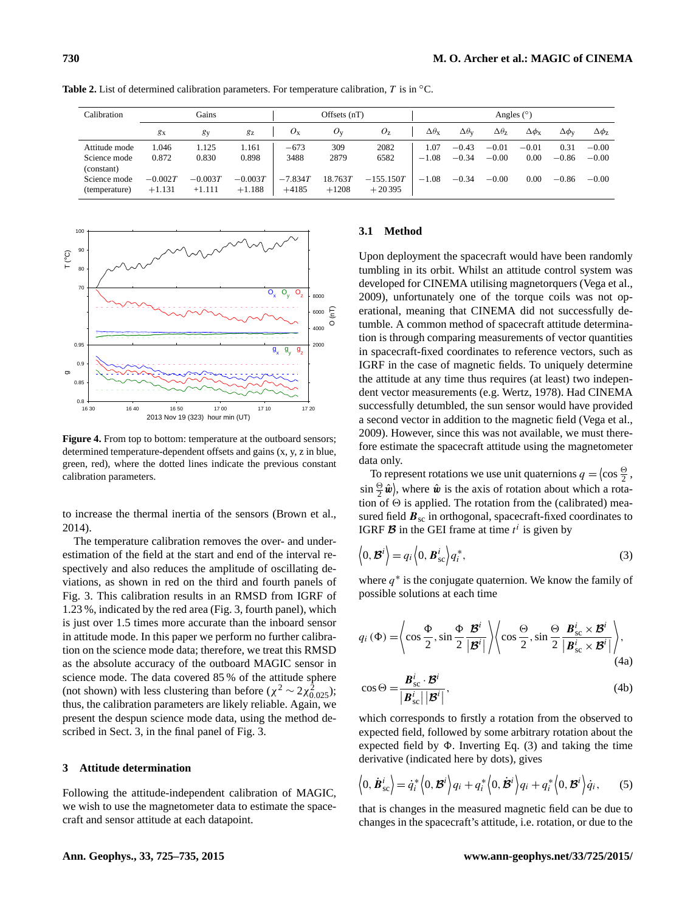**Table 2.** List of determined calibration parameters. For temperature calibration, $T$ is in °C.

| Calibration | Gains | | | Offsets (nT) | | | Angles (°) | | | | | |
|---|---|---|---|---|---|---|---|---|---|---|---|---|
| | $g_x$ | $g_y$ | $g_z$ | $O_x$ | $O_y$ | $O_z$ | $\Delta\theta_x$ | $\Delta\theta_y$ | $\Delta\theta_z$ | $\Delta\phi_x$ | $\Delta\phi_y$ | $\Delta\phi_z$ |
| Attitude mode | 1.046 | 1.125 | 1.161 | −673 | 309 | 2082 | 1.07 | −0.43 | −0.01 | −0.01 | 0.31 | −0.00 |
| Science mode (constant) | 0.872 | 0.830 | 0.898 | 3488 | 2879 | 6582 | −1.08 | −0.34 | −0.00 | 0.00 | −0.86 | −0.00 |
| Science mode (temperature) | $-0.002T$ $+1.131$ | $-0.003T$ $+1.111$ | $-0.003T$ $+1.188$ | $-7.834T$ $+4185$ | $18.763T$ $+1208$ | $-155.150T$ $+20\,395$ | −1.08 | −0.34 | −0.00 | 0.00 | −0.86 | −0.00 |

**Figure 4.** From top to bottom: temperature at the outboard sensors; determined temperature-dependent offsets and gains (x, y, z in blue, green, red), where the dotted lines indicate the previous constant calibration parameters.

to increase the thermal inertia of the sensors (Brown et al., 2014).

The temperature calibration removes the over- and underestimation of the field at the start and end of the interval respectively and also reduces the amplitude of oscillating deviations, as shown in red on the third and fourth panels of Fig. 3. This calibration results in an RMSD from IGRF of 1.23 %, indicated by the red area (Fig. 3, fourth panel), which is just over 1.5 times more accurate than the inboard sensor in attitude mode. In this paper we perform no further calibration on the science mode data; therefore, we treat this RMSD as the absolute accuracy of the outboard MAGIC sensor in science mode. The data covered 85 % of the attitude sphere (not shown) with less clustering than before ($\chi^2 \sim 2\chi^2_{0.025}$); thus, the calibration parameters are likely reliable. Again, we present the despun science mode data, using the method described in Sect. 3, in the final panel of Fig. 3.

## 3 Attitude determination

Following the attitude-independent calibration of MAGIC, we wish to use the magnetometer data to estimate the spacecraft and sensor attitude at each datapoint.

### 3.1 Method

Upon deployment the spacecraft would have been randomly tumbling in its orbit. Whilst an attitude control system was developed for CINEMA utilising magnetorquers (Vega et al., 2009), unfortunately one of the torque coils was not operational, meaning that CINEMA did not successfully detumble. A common method of spacecraft attitude determination is through comparing measurements of vector quantities in spacecraft-fixed coordinates to reference vectors, such as IGRF in the case of magnetic fields. To uniquely determine the attitude at any time thus requires (at least) two independent vector measurements (e.g. Wertz, 1978). Had CINEMA successfully detumbled, the sun sensor would have provided a second vector in addition to the magnetic field (Vega et al., 2009). However, since this was not available, we must therefore estimate the spacecraft attitude using the magnetometer data only.

To represent rotations we use unit quaternions $q = \left\langle \cos\frac{\Theta}{2}, \sin\frac{\Theta}{2}\hat{\boldsymbol{w}} \right\rangle$, where $\hat{\boldsymbol{w}}$ is the axis of rotation about which a rotation of $\Theta$ is applied. The rotation from the (calibrated) measured field $\boldsymbol{B}_{\mathrm{sc}}$ in orthogonal, spacecraft-fixed coordinates to IGRF $\boldsymbol{\mathcal{B}}$ in the GEI frame at time $t^i$ is given by

$$\left\langle 0, \boldsymbol{\mathcal{B}}^i \right\rangle = q_i \left\langle 0, \boldsymbol{B}^i_{\mathrm{sc}} \right\rangle q_i^*, \tag{3}$$

where $q^*$ is the conjugate quaternion. We know the family of possible solutions at each time

$$q_i(\Phi) = \left\langle \cos\frac{\Phi}{2}, \sin\frac{\Phi}{2}\frac{\boldsymbol{\mathcal{B}}^i}{\left|\boldsymbol{\mathcal{B}}^i\right|} \right\rangle \left\langle \cos\frac{\Theta}{2}, \sin\frac{\Theta}{2}\frac{\boldsymbol{B}^i_{\mathrm{sc}} \times \boldsymbol{\mathcal{B}}^i}{\left|\boldsymbol{B}^i_{\mathrm{sc}} \times \boldsymbol{\mathcal{B}}^i\right|} \right\rangle, \tag{4a}$$

$$\cos\Theta = \frac{\boldsymbol{B}^i_{\mathrm{sc}} \cdot \boldsymbol{\mathcal{B}}^i}{\left|\boldsymbol{B}^i_{\mathrm{sc}}\right| \left|\boldsymbol{\mathcal{B}}^i\right|}, \tag{4b}$$

which corresponds to firstly a rotation from the observed to expected field, followed by some arbitrary rotation about the expected field by $\Phi$. Inverting Eq. (3) and taking the time derivative (indicated here by dots), gives

$$\left\langle 0, \dot{\boldsymbol{B}}^i_{\mathrm{sc}} \right\rangle = \dot{q}_i^* \left\langle 0, \boldsymbol{\mathcal{B}}^i \right\rangle q_i + q_i^* \left\langle 0, \dot{\boldsymbol{\mathcal{B}}}^i \right\rangle q_i + q_i^* \left\langle 0, \boldsymbol{\mathcal{B}}^i \right\rangle \dot{q}_i, \tag{5}$$

that is changes in the measured magnetic field can be due to changes in the spacecraft's attitude, i.e. rotation, or due to the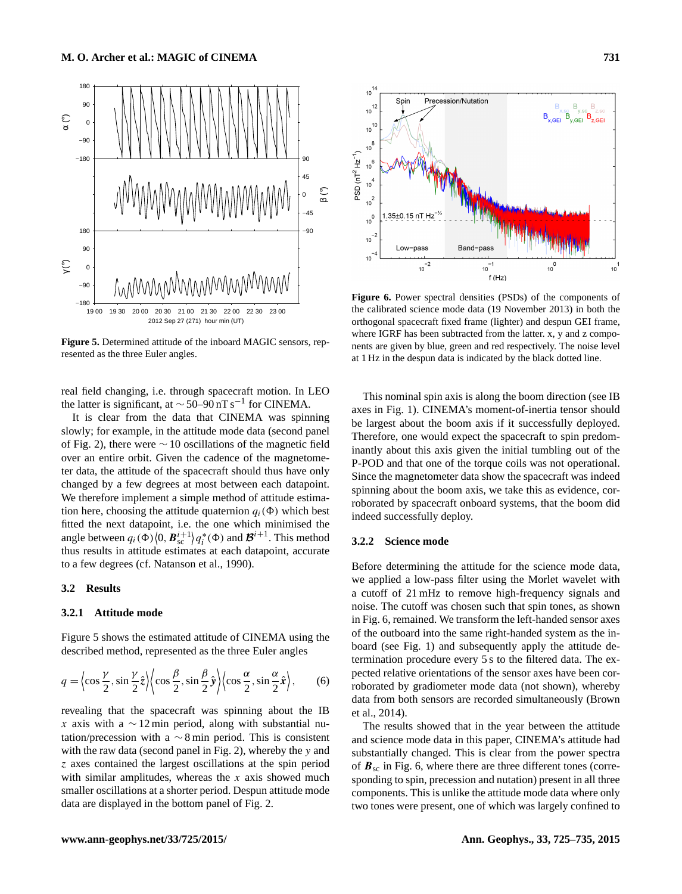**Figure 5.** Determined attitude of the inboard MAGIC sensors, represented as the three Euler angles.

**Figure 6.** Power spectral densities (PSDs) of the components of the calibrated science mode data (19 November 2013) in both the orthogonal spacecraft fixed frame (lighter) and despun GEI frame, where IGRF has been subtracted from the latter. x, y and z components are given by blue, green and red respectively. The noise level at 1 Hz in the despun data is indicated by the black dotted line.

real field changing, i.e. through spacecraft motion. In LEO the latter is significant, at $\sim$50–90 nT s$^{-1}$ for CINEMA.

It is clear from the data that CINEMA was spinning slowly; for example, in the attitude mode data (second panel of Fig. 2), there were $\sim$10 oscillations of the magnetic field over an entire orbit. Given the cadence of the magnetometer data, the attitude of the spacecraft should thus have only changed by a few degrees at most between each datapoint. We therefore implement a simple method of attitude estimation here, choosing the attitude quaternion $q_i(\Phi)$ which best fitted the next datapoint, i.e. the one which minimised the angle between $q_i(\Phi)\langle 0, \boldsymbol{B}_{\mathrm{sc}}^{i+1}\rangle q_i^*(\Phi)$ and $\boldsymbol{\mathcal{B}}^{i+1}$. This method thus results in attitude estimates at each datapoint, accurate to a few degrees (cf. Natanson et al., 1990).

## 3.2 Results

### 3.2.1 Attitude mode

Figure 5 shows the estimated attitude of CINEMA using the described method, represented as the three Euler angles

$$q = \left\langle \cos\frac{\gamma}{2}, \sin\frac{\gamma}{2}\hat{\boldsymbol{z}}\right\rangle \left\langle \cos\frac{\beta}{2}, \sin\frac{\beta}{2}\hat{\boldsymbol{y}}\right\rangle \left\langle \cos\frac{\alpha}{2}, \sin\frac{\alpha}{2}\hat{\boldsymbol{x}}\right\rangle, \quad (6)$$

revealing that the spacecraft was spinning about the IB $x$ axis with a $\sim$12 min period, along with substantial nutation/precession with a $\sim$8 min period. This is consistent with the raw data (second panel in Fig. 2), whereby the $y$ and $z$ axes contained the largest oscillations at the spin period with similar amplitudes, whereas the $x$ axis showed much smaller oscillations at a shorter period. Despun attitude mode data are displayed in the bottom panel of Fig. 2.

This nominal spin axis is along the boom direction (see IB axes in Fig. 1). CINEMA's moment-of-inertia tensor should be largest about the boom axis if it successfully deployed. Therefore, one would expect the spacecraft to spin predominantly about this axis given the initial tumbling out of the P-POD and that one of the torque coils was not operational. Since the magnetometer data show the spacecraft was indeed spinning about the boom axis, we take this as evidence, corroborated by spacecraft onboard systems, that the boom did indeed successfully deploy.

### 3.2.2 Science mode

Before determining the attitude for the science mode data, we applied a low-pass filter using the Morlet wavelet with a cutoff of 21 mHz to remove high-frequency signals and noise. The cutoff was chosen such that spin tones, as shown in Fig. 6, remained. We transform the left-handed sensor axes of the outboard into the same right-handed system as the inboard (see Fig. 1) and subsequently apply the attitude determination procedure every 5 s to the filtered data. The expected relative orientations of the sensor axes have been corroborated by gradiometer mode data (not shown), whereby data from both sensors are recorded simultaneously (Brown et al., 2014).

The results showed that in the year between the attitude and science mode data in this paper, CINEMA's attitude had substantially changed. This is clear from the power spectra of $\boldsymbol{B}_{\mathrm{sc}}$ in Fig. 6, where there are three different tones (corresponding to spin, precession and nutation) present in all three components. This is unlike the attitude mode data where only two tones were present, one of which was largely confined to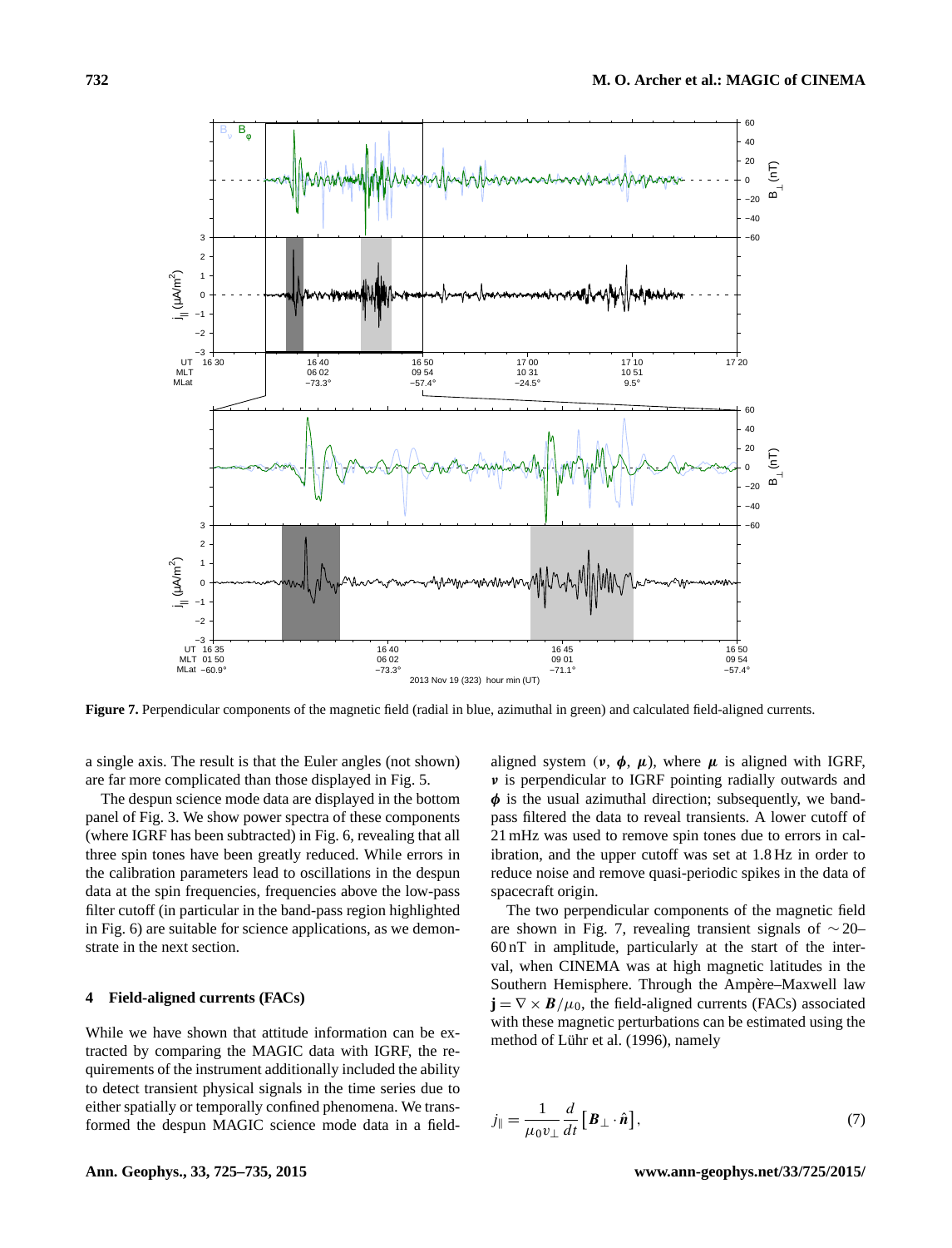**Figure 7.** Perpendicular components of the magnetic field (radial in blue, azimuthal in green) and calculated field-aligned currents.

a single axis. The result is that the Euler angles (not shown) are far more complicated than those displayed in Fig. 5.

The despun science mode data are displayed in the bottom panel of Fig. 3. We show power spectra of these components (where IGRF has been subtracted) in Fig. 6, revealing that all three spin tones have been greatly reduced. While errors in the calibration parameters lead to oscillations in the despun data at the spin frequencies, frequencies above the low-pass filter cutoff (in particular in the band-pass region highlighted in Fig. 6) are suitable for science applications, as we demonstrate in the next section.

## 4 Field-aligned currents (FACs)

While we have shown that attitude information can be extracted by comparing the MAGIC data with IGRF, the requirements of the instrument additionally included the ability to detect transient physical signals in the time series due to either spatially or temporally confined phenomena. We transformed the despun MAGIC science mode data in a field-aligned system ($\boldsymbol{\nu}$, $\boldsymbol{\phi}$, $\boldsymbol{\mu}$), where $\boldsymbol{\mu}$ is aligned with IGRF, $\boldsymbol{\nu}$ is perpendicular to IGRF pointing radially outwards and $\boldsymbol{\phi}$ is the usual azimuthal direction; subsequently, we band-pass filtered the data to reveal transients. A lower cutoff of 21 mHz was used to remove spin tones due to errors in calibration, and the upper cutoff was set at 1.8 Hz in order to reduce noise and remove quasi-periodic spikes in the data of spacecraft origin.

The two perpendicular components of the magnetic field are shown in Fig. 7, revealing transient signals of $\sim 20$–60 nT in amplitude, particularly at the start of the interval, when CINEMA was at high magnetic latitudes in the Southern Hemisphere. Through the Ampère–Maxwell law $\mathbf{j} = \nabla \times \boldsymbol{B}/\mu_0$, the field-aligned currents (FACs) associated with these magnetic perturbations can be estimated using the method of Lühr et al. (1996), namely

$$j_{\parallel} = \frac{1}{\mu_0 v_{\perp}} \frac{d}{dt} \left[ \boldsymbol{B}_{\perp} \cdot \hat{\boldsymbol{n}} \right], \tag{7}$$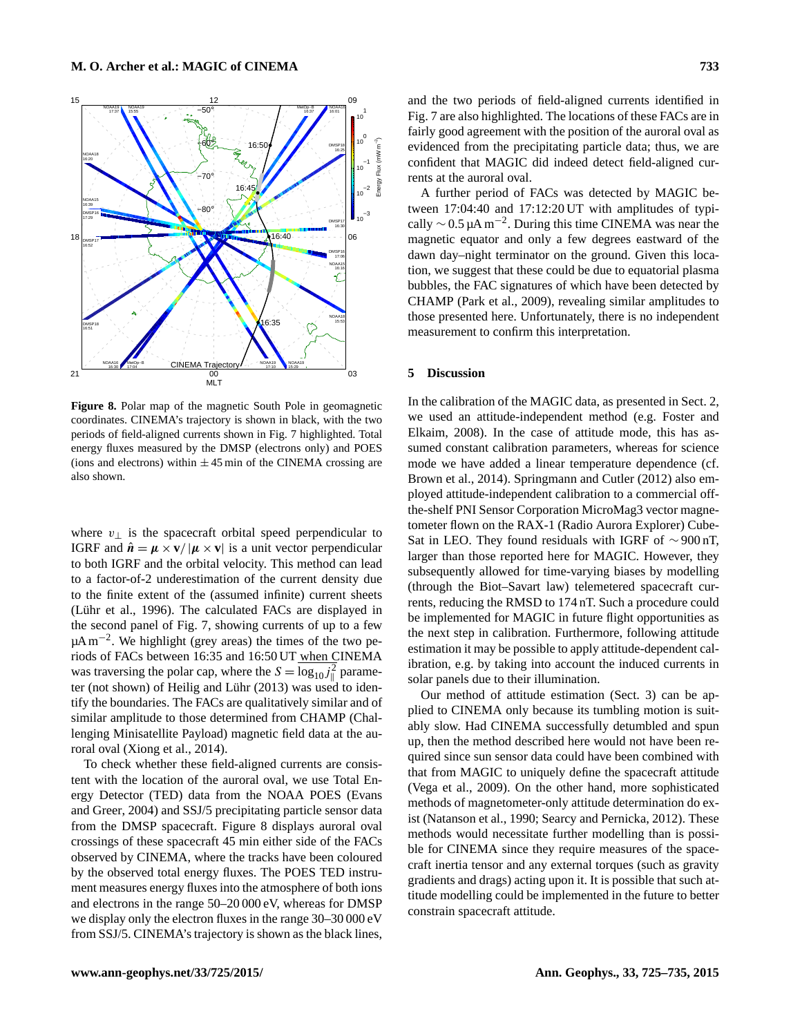**Figure 8.** Polar map of the magnetic South Pole in geomagnetic coordinates. CINEMA's trajectory is shown in black, with the two periods of field-aligned currents shown in Fig. 7 highlighted. Total energy fluxes measured by the DMSP (electrons only) and POES (ions and electrons) within $\pm 45$ min of the CINEMA crossing are also shown.

where $v_\perp$ is the spacecraft orbital speed perpendicular to IGRF and $\hat{\boldsymbol{n}} = \boldsymbol{\mu} \times \mathbf{v} / |\boldsymbol{\mu} \times \mathbf{v}|$ is a unit vector perpendicular to both IGRF and the orbital velocity. This method can lead to a factor-of-2 underestimation of the current density due to the finite extent of the (assumed infinite) current sheets (Lühr et al., 1996). The calculated FACs are displayed in the second panel of Fig. 7, showing currents of up to a few $\mu\mathrm{A\,m^{-2}}$. We highlight (grey areas) the times of the two periods of FACs between 16:35 and 16:50 UT when CINEMA was traversing the polar cap, where the $S = \overline{\log_{10} j_\parallel^2}$ parameter (not shown) of Heilig and Lühr (2013) was used to identify the boundaries. The FACs are qualitatively similar and of similar amplitude to those determined from CHAMP (Challenging Minisatellite Payload) magnetic field data at the auroral oval (Xiong et al., 2014).

To check whether these field-aligned currents are consistent with the location of the auroral oval, we use Total Energy Detector (TED) data from the NOAA POES (Evans and Greer, 2004) and SSJ/5 precipitating particle sensor data from the DMSP spacecraft. Figure 8 displays auroral oval crossings of these spacecraft 45 min either side of the FACs observed by CINEMA, where the tracks have been coloured by the observed total energy fluxes. The POES TED instrument measures energy fluxes into the atmosphere of both ions and electrons in the range 50–20 000 eV, whereas for DMSP we display only the electron fluxes in the range 30–30 000 eV from SSJ/5. CINEMA's trajectory is shown as the black lines, and the two periods of field-aligned currents identified in Fig. 7 are also highlighted. The locations of these FACs are in fairly good agreement with the position of the auroral oval as evidenced from the precipitating particle data; thus, we are confident that MAGIC did indeed detect field-aligned currents at the auroral oval.

A further period of FACs was detected by MAGIC between 17:04:40 and 17:12:20 UT with amplitudes of typically $\sim 0.5\,\mu\mathrm{A\,m^{-2}}$. During this time CINEMA was near the magnetic equator and only a few degrees eastward of the dawn day–night terminator on the ground. Given this location, we suggest that these could be due to equatorial plasma bubbles, the FAC signatures of which have been detected by CHAMP (Park et al., 2009), revealing similar amplitudes to those presented here. Unfortunately, there is no independent measurement to confirm this interpretation.

## 5 Discussion

In the calibration of the MAGIC data, as presented in Sect. 2, we used an attitude-independent method (e.g. Foster and Elkaim, 2008). In the case of attitude mode, this has assumed constant calibration parameters, whereas for science mode we have added a linear temperature dependence (cf. Brown et al., 2014). Springmann and Cutler (2012) also employed attitude-independent calibration to a commercial off-the-shelf PNI Sensor Corporation MicroMag3 vector magnetometer flown on the RAX-1 (Radio Aurora Explorer) CubeSat in LEO. They found residuals with IGRF of $\sim 900$ nT, larger than those reported here for MAGIC. However, they subsequently allowed for time-varying biases by modelling (through the Biot–Savart law) telemetered spacecraft currents, reducing the RMSD to 174 nT. Such a procedure could be implemented for MAGIC in future flight opportunities as the next step in calibration. Furthermore, following attitude estimation it may be possible to apply attitude-dependent calibration, e.g. by taking into account the induced currents in solar panels due to their illumination.

Our method of attitude estimation (Sect. 3) can be applied to CINEMA only because its tumbling motion is suitably slow. Had CINEMA successfully detumbled and spun up, then the method described here would not have been required since sun sensor data could have been combined with that from MAGIC to uniquely define the spacecraft attitude (Vega et al., 2009). On the other hand, more sophisticated methods of magnetometer-only attitude determination do exist (Natanson et al., 1990; Searcy and Pernicka, 2012). These methods would necessitate further modelling than is possible for CINEMA since they require measures of the spacecraft inertia tensor and any external torques (such as gravity gradients and drags) acting upon it. It is possible that such attitude modelling could be implemented in the future to better constrain spacecraft attitude.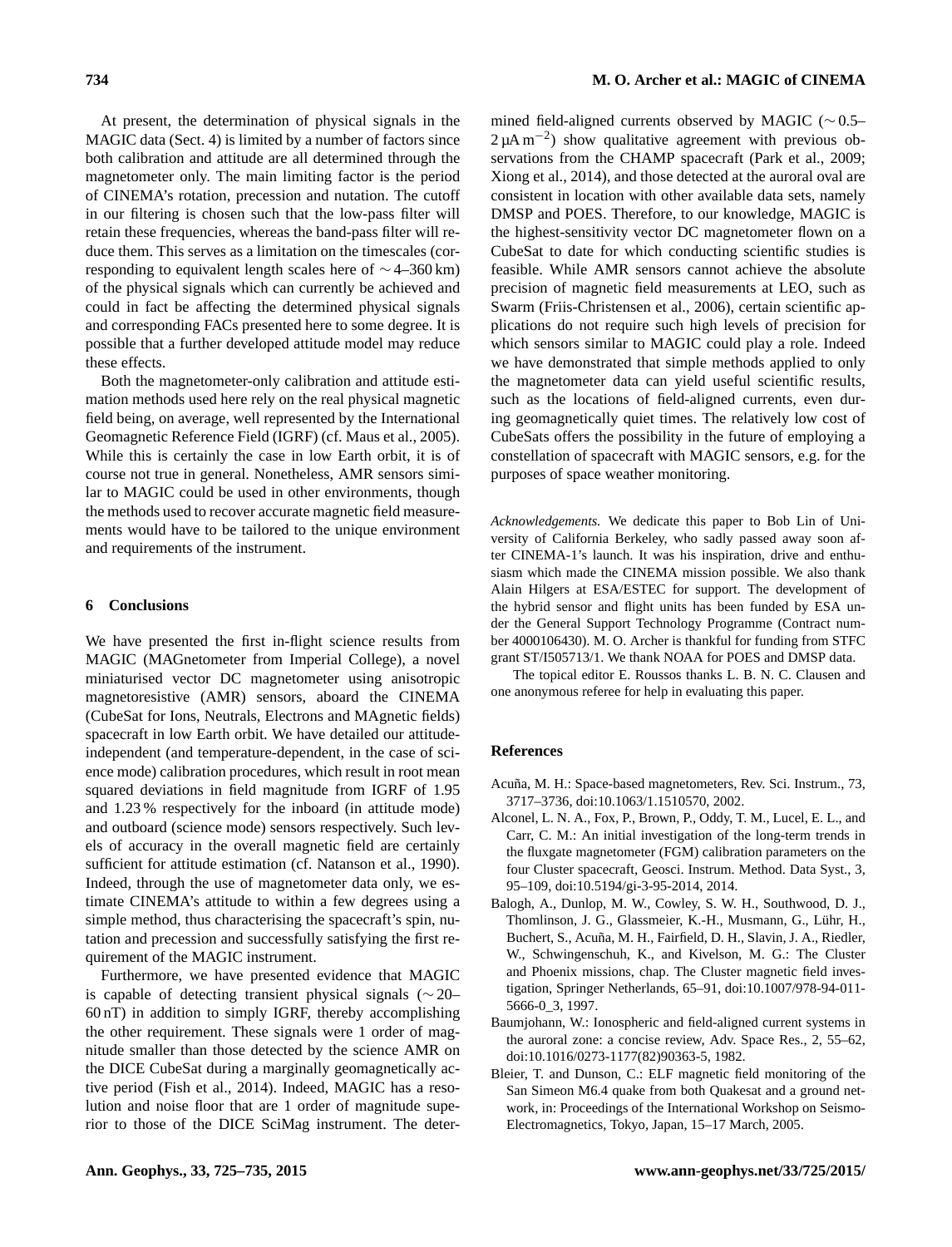At present, the determination of physical signals in the MAGIC data (Sect. 4) is limited by a number of factors since both calibration and attitude are all determined through the magnetometer only. The main limiting factor is the period of CINEMA's rotation, precession and nutation. The cutoff in our filtering is chosen such that the low-pass filter will retain these frequencies, whereas the band-pass filter will reduce them. This serves as a limitation on the timescales (corresponding to equivalent length scales here of ∼ 4–360 km) of the physical signals which can currently be achieved and could in fact be affecting the determined physical signals and corresponding FACs presented here to some degree. It is possible that a further developed attitude model may reduce these effects.

Both the magnetometer-only calibration and attitude estimation methods used here rely on the real physical magnetic field being, on average, well represented by the International Geomagnetic Reference Field (IGRF) (cf. Maus et al., 2005). While this is certainly the case in low Earth orbit, it is of course not true in general. Nonetheless, AMR sensors similar to MAGIC could be used in other environments, though the methods used to recover accurate magnetic field measurements would have to be tailored to the unique environment and requirements of the instrument.

## 6 Conclusions

We have presented the first in-flight science results from MAGIC (MAGnetometer from Imperial College), a novel miniaturised vector DC magnetometer using anisotropic magnetoresistive (AMR) sensors, aboard the CINEMA (CubeSat for Ions, Neutrals, Electrons and MAgnetic fields) spacecraft in low Earth orbit. We have detailed our attitude-independent (and temperature-dependent, in the case of science mode) calibration procedures, which result in root mean squared deviations in field magnitude from IGRF of 1.95 and 1.23 % respectively for the inboard (in attitude mode) and outboard (science mode) sensors respectively. Such levels of accuracy in the overall magnetic field are certainly sufficient for attitude estimation (cf. Natanson et al., 1990). Indeed, through the use of magnetometer data only, we estimate CINEMA's attitude to within a few degrees using a simple method, thus characterising the spacecraft's spin, nutation and precession and successfully satisfying the first requirement of the MAGIC instrument.

Furthermore, we have presented evidence that MAGIC is capable of detecting transient physical signals (∼ 20–60 nT) in addition to simply IGRF, thereby accomplishing the other requirement. These signals were 1 order of magnitude smaller than those detected by the science AMR on the DICE CubeSat during a marginally geomagnetically active period (Fish et al., 2014). Indeed, MAGIC has a resolution and noise floor that are 1 order of magnitude superior to those of the DICE SciMag instrument. The determined field-aligned currents observed by MAGIC (∼ 0.5–2 $\mu$A m$^{-2}$) show qualitative agreement with previous observations from the CHAMP spacecraft (Park et al., 2009; Xiong et al., 2014), and those detected at the auroral oval are consistent in location with other available data sets, namely DMSP and POES. Therefore, to our knowledge, MAGIC is the highest-sensitivity vector DC magnetometer flown on a CubeSat to date for which conducting scientific studies is feasible. While AMR sensors cannot achieve the absolute precision of magnetic field measurements at LEO, such as Swarm (Friis-Christensen et al., 2006), certain scientific applications do not require such high levels of precision for which sensors similar to MAGIC could play a role. Indeed we have demonstrated that simple methods applied to only the magnetometer data can yield useful scientific results, such as the locations of field-aligned currents, even during geomagnetically quiet times. The relatively low cost of CubeSats offers the possibility in the future of employing a constellation of spacecraft with MAGIC sensors, e.g. for the purposes of space weather monitoring.

*Acknowledgements.* We dedicate this paper to Bob Lin of University of California Berkeley, who sadly passed away soon after CINEMA-1's launch. It was his inspiration, drive and enthusiasm which made the CINEMA mission possible. We also thank Alain Hilgers at ESA/ESTEC for support. The development of the hybrid sensor and flight units has been funded by ESA under the General Support Technology Programme (Contract number 4000106430). M. O. Archer is thankful for funding from STFC grant ST/I505713/1. We thank NOAA for POES and DMSP data.

The topical editor E. Roussos thanks L. B. N. C. Clausen and one anonymous referee for help in evaluating this paper.

## References

Acuña, M. H.: Space-based magnetometers, Rev. Sci. Instrum., 73, 3717–3736, doi:10.1063/1.1510570, 2002.

Alconel, L. N. A., Fox, P., Brown, P., Oddy, T. M., Lucel, E. L., and Carr, C. M.: An initial investigation of the long-term trends in the fluxgate magnetometer (FGM) calibration parameters on the four Cluster spacecraft, Geosci. Instrum. Method. Data Syst., 3, 95–109, doi:10.5194/gi-3-95-2014, 2014.

Balogh, A., Dunlop, M. W., Cowley, S. W. H., Southwood, D. J., Thomlinson, J. G., Glassmeier, K.-H., Musmann, G., Lühr, H., Buchert, S., Acuña, M. H., Fairfield, D. H., Slavin, J. A., Riedler, W., Schwingenschuh, K., and Kivelson, M. G.: The Cluster and Phoenix missions, chap. The Cluster magnetic field investigation, Springer Netherlands, 65–91, doi:10.1007/978-94-011-5666-0_3, 1997.

Baumjohann, W.: Ionospheric and field-aligned current systems in the auroral zone: a concise review, Adv. Space Res., 2, 55–62, doi:10.1016/0273-1177(82)90363-5, 1982.

Bleier, T. and Dunson, C.: ELF magnetic field monitoring of the San Simeon M6.4 quake from both Quakesat and a ground network, in: Proceedings of the International Workshop on Seismo-Electromagnetics, Tokyo, Japan, 15–17 March, 2005.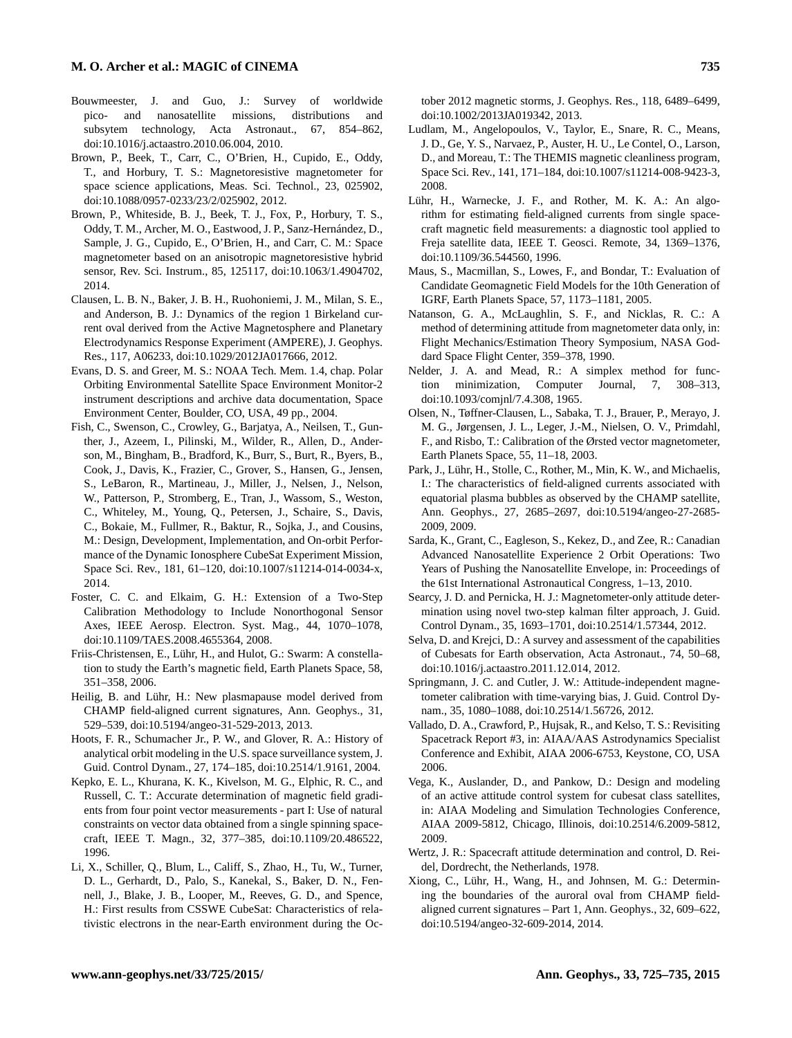Bouwmeester, J. and Guo, J.: Survey of worldwide pico- and nanosatellite missions, distributions and subsytem technology, Acta Astronaut., 67, 854–862, doi:10.1016/j.actaastro.2010.06.004, 2010.

Brown, P., Beek, T., Carr, C., O'Brien, H., Cupido, E., Oddy, T., and Horbury, T. S.: Magnetoresistive magnetometer for space science applications, Meas. Sci. Technol., 23, 025902, doi:10.1088/0957-0233/23/2/025902, 2012.

Brown, P., Whiteside, B. J., Beek, T. J., Fox, P., Horbury, T. S., Oddy, T. M., Archer, M. O., Eastwood, J. P., Sanz-Hernández, D., Sample, J. G., Cupido, E., O'Brien, H., and Carr, C. M.: Space magnetometer based on an anisotropic magnetoresistive hybrid sensor, Rev. Sci. Instrum., 85, 125117, doi:10.1063/1.4904702, 2014.

Clausen, L. B. N., Baker, J. B. H., Ruohoniemi, J. M., Milan, S. E., and Anderson, B. J.: Dynamics of the region 1 Birkeland current oval derived from the Active Magnetosphere and Planetary Electrodynamics Response Experiment (AMPERE), J. Geophys. Res., 117, A06233, doi:10.1029/2012JA017666, 2012.

Evans, D. S. and Greer, M. S.: NOAA Tech. Mem. 1.4, chap. Polar Orbiting Environmental Satellite Space Environment Monitor-2 instrument descriptions and archive data documentation, Space Environment Center, Boulder, CO, USA, 49 pp., 2004.

Fish, C., Swenson, C., Crowley, G., Barjatya, A., Neilsen, T., Gunther, J., Azeem, I., Pilinski, M., Wilder, R., Allen, D., Anderson, M., Bingham, B., Bradford, K., Burr, S., Burt, R., Byers, B., Cook, J., Davis, K., Frazier, C., Grover, S., Hansen, G., Jensen, S., LeBaron, R., Martineau, J., Miller, J., Nelsen, J., Nelson, W., Patterson, P., Stromberg, E., Tran, J., Wassom, S., Weston, C., Whiteley, M., Young, Q., Petersen, J., Schaire, S., Davis, C., Bokaie, M., Fullmer, R., Baktur, R., Sojka, J., and Cousins, M.: Design, Development, Implementation, and On-orbit Performance of the Dynamic Ionosphere CubeSat Experiment Mission, Space Sci. Rev., 181, 61–120, doi:10.1007/s11214-014-0034-x, 2014.

Foster, C. C. and Elkaim, G. H.: Extension of a Two-Step Calibration Methodology to Include Nonorthogonal Sensor Axes, IEEE Aerosp. Electron. Syst. Mag., 44, 1070–1078, doi:10.1109/TAES.2008.4655364, 2008.

Friis-Christensen, E., Lühr, H., and Hulot, G.: Swarm: A constellation to study the Earth's magnetic field, Earth Planets Space, 58, 351–358, 2006.

Heilig, B. and Lühr, H.: New plasmapause model derived from CHAMP field-aligned current signatures, Ann. Geophys., 31, 529–539, doi:10.5194/angeo-31-529-2013, 2013.

Hoots, F. R., Schumacher Jr., P. W., and Glover, R. A.: History of analytical orbit modeling in the U.S. space surveillance system, J. Guid. Control Dynam., 27, 174–185, doi:10.2514/1.9161, 2004.

Kepko, E. L., Khurana, K. K., Kivelson, M. G., Elphic, R. C., and Russell, C. T.: Accurate determination of magnetic field gradients from four point vector measurements - part I: Use of natural constraints on vector data obtained from a single spinning spacecraft, IEEE T. Magn., 32, 377–385, doi:10.1109/20.486522, 1996.

Li, X., Schiller, Q., Blum, L., Califf, S., Zhao, H., Tu, W., Turner, D. L., Gerhardt, D., Palo, S., Kanekal, S., Baker, D. N., Fennell, J., Blake, J. B., Looper, M., Reeves, G. D., and Spence, H.: First results from CSSWE CubeSat: Characteristics of relativistic electrons in the near-Earth environment during the October 2012 magnetic storms, J. Geophys. Res., 118, 6489–6499, doi:10.1002/2013JA019342, 2013.

Ludlam, M., Angelopoulos, V., Taylor, E., Snare, R. C., Means, J. D., Ge, Y. S., Narvaez, P., Auster, H. U., Le Contel, O., Larson, D., and Moreau, T.: The THEMIS magnetic cleanliness program, Space Sci. Rev., 141, 171–184, doi:10.1007/s11214-008-9423-3, 2008.

Lühr, H., Warnecke, J. F., and Rother, M. K. A.: An algorithm for estimating field-aligned currents from single spacecraft magnetic field measurements: a diagnostic tool applied to Freja satellite data, IEEE T. Geosci. Remote, 34, 1369–1376, doi:10.1109/36.544560, 1996.

Maus, S., Macmillan, S., Lowes, F., and Bondar, T.: Evaluation of Candidate Geomagnetic Field Models for the 10th Generation of IGRF, Earth Planets Space, 57, 1173–1181, 2005.

Natanson, G. A., McLaughlin, S. F., and Nicklas, R. C.: A method of determining attitude from magnetometer data only, in: Flight Mechanics/Estimation Theory Symposium, NASA Goddard Space Flight Center, 359–378, 1990.

Nelder, J. A. and Mead, R.: A simplex method for function minimization, Computer Journal, 7, 308–313, doi:10.1093/comjnl/7.4.308, 1965.

Olsen, N., Tøffner-Clausen, L., Sabaka, T. J., Brauer, P., Merayo, J. M. G., Jørgensen, J. L., Leger, J.-M., Nielsen, O. V., Primdahl, F., and Risbo, T.: Calibration of the Ørsted vector magnetometer, Earth Planets Space, 55, 11–18, 2003.

Park, J., Lühr, H., Stolle, C., Rother, M., Min, K. W., and Michaelis, I.: The characteristics of field-aligned currents associated with equatorial plasma bubbles as observed by the CHAMP satellite, Ann. Geophys., 27, 2685–2697, doi:10.5194/angeo-27-2685-2009, 2009.

Sarda, K., Grant, C., Eagleson, S., Kekez, D., and Zee, R.: Canadian Advanced Nanosatellite Experience 2 Orbit Operations: Two Years of Pushing the Nanosatellite Envelope, in: Proceedings of the 61st International Astronautical Congress, 1–13, 2010.

Searcy, J. D. and Pernicka, H. J.: Magnetometer-only attitude determination using novel two-step kalman filter approach, J. Guid. Control Dynam., 35, 1693–1701, doi:10.2514/1.57344, 2012.

Selva, D. and Krejci, D.: A survey and assessment of the capabilities of Cubesats for Earth observation, Acta Astronaut., 74, 50–68, doi:10.1016/j.actaastro.2011.12.014, 2012.

Springmann, J. C. and Cutler, J. W.: Attitude-independent magnetometer calibration with time-varying bias, J. Guid. Control Dynam., 35, 1080–1088, doi:10.2514/1.56726, 2012.

Vallado, D. A., Crawford, P., Hujsak, R., and Kelso, T. S.: Revisiting Spacetrack Report #3, in: AIAA/AAS Astrodynamics Specialist Conference and Exhibit, AIAA 2006-6753, Keystone, CO, USA 2006.

Vega, K., Auslander, D., and Pankow, D.: Design and modeling of an active attitude control system for cubesat class satellites, in: AIAA Modeling and Simulation Technologies Conference, AIAA 2009-5812, Chicago, Illinois, doi:10.2514/6.2009-5812, 2009.

Wertz, J. R.: Spacecraft attitude determination and control, D. Reidel, Dordrecht, the Netherlands, 1978.

Xiong, C., Lühr, H., Wang, H., and Johnsen, M. G.: Determining the boundaries of the auroral oval from CHAMP field-aligned current signatures – Part 1, Ann. Geophys., 32, 609–622, doi:10.5194/angeo-32-609-2014, 2014.